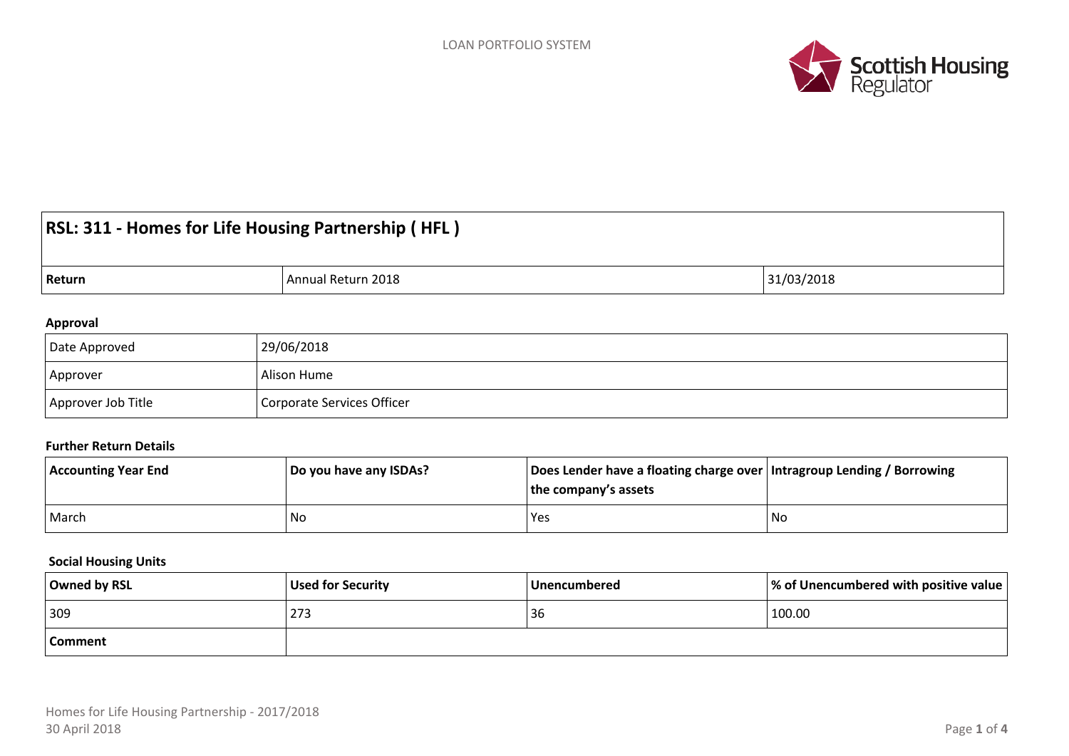## RSL: 311 - Homes for Life Housing Partnership ( HFL )

| Return | Annual Return 2018 | 31/03/2018 |
|---|---|---|

### Approval

| | |
|---|---|
| Date Approved | 29/06/2018 |
| Approver | Alison Hume |
| Approver Job Title | Corporate Services Officer |

### Further Return Details

| Accounting Year End | Do you have any ISDAs? | Does Lender have a floating charge over the company's assets | Intragroup Lending / Borrowing |
|---|---|---|---|
| March | No | Yes | No |

### Social Housing Units

| Owned by RSL | Used for Security | Unencumbered | % of Unencumbered with positive value |
|---|---|---|---|
| 309 | 273 | 36 | 100.00 |
| **Comment** | | | |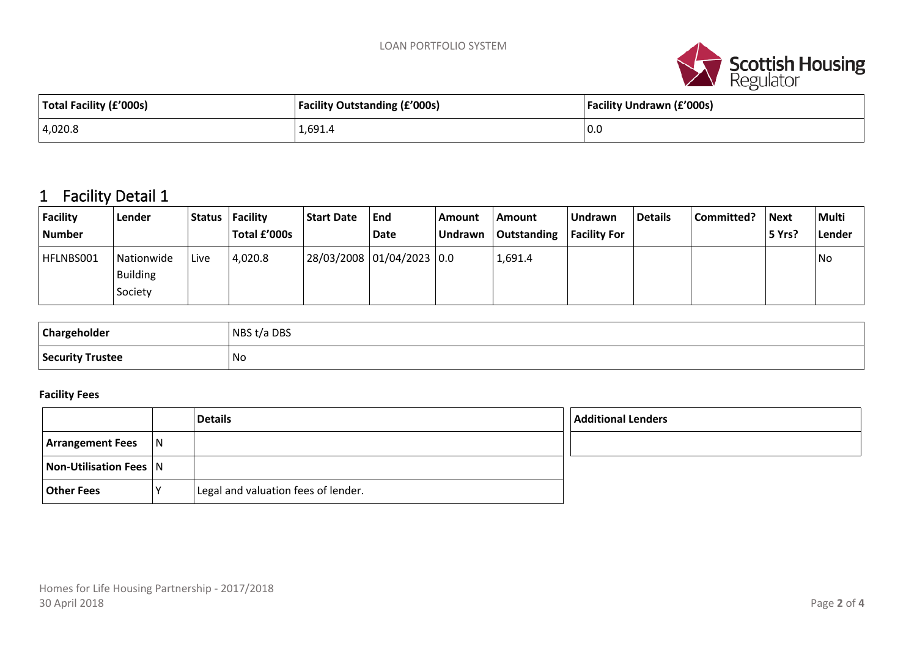| Total Facility (£'000s) | Facility Outstanding (£'000s) | Facility Undrawn (£'000s) |
|---|---|---|
| 4,020.8 | 1,691.4 | 0.0 |

## 1 Facility Detail 1

| Facility Number | Lender | Status | Facility Total £'000s | Start Date | End Date | Amount Undrawn | Amount Outstanding | Undrawn Facility For | Details | Committed? | Next 5 Yrs? | Multi Lender |
|---|---|---|---|---|---|---|---|---|---|---|---|---|
| HFLNBS001 | Nationwide Building Society | Live | 4,020.8 | 28/03/2008 | 01/04/2023 | 0.0 | 1,691.4 | | | | | No |

| Chargeholder | NBS t/a DBS |
|---|---|
| Security Trustee | No |

**Facility Fees**

| | | Details |
|---|---|---|
| Arrangement Fees | N | |
| Non-Utilisation Fees | N | |
| Other Fees | Y | Legal and valuation fees of lender. |

| Additional Lenders |
|---|
| |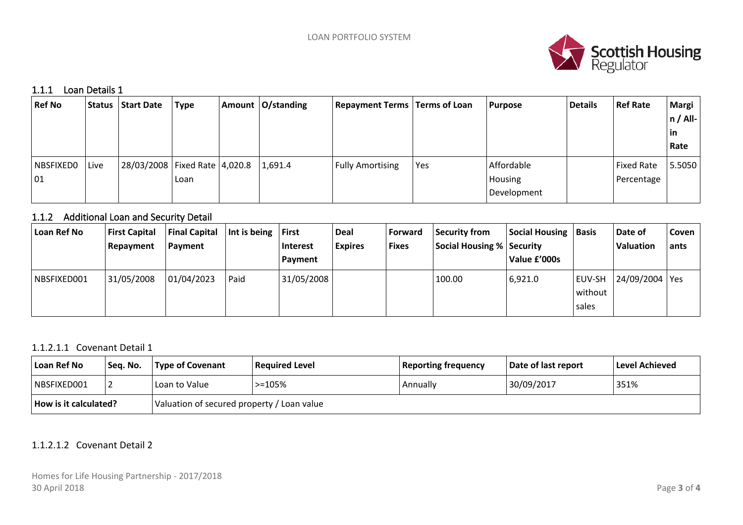### 1.1.1 Loan Details 1

| Ref No | Status | Start Date | Type | Amount | O/standing | Repayment Terms | Terms of Loan | Purpose | Details | Ref Rate | Margin / All-in Rate |
|---|---|---|---|---|---|---|---|---|---|---|---|
| NBSFIXED001 | Live | 28/03/2008 | Fixed Rate Loan | 4,020.8 | 1,691.4 | Fully Amortising | Yes | Affordable Housing Development | | Fixed Rate Percentage | 5.5050 |

### 1.1.2 Additional Loan and Security Detail

| Loan Ref No | First Capital Repayment | Final Capital Payment | Int is being | First Interest Payment | Deal Expires | Forward Fixes | Security from Social Housing % | Social Housing Security Value £'000s | Basis | Date of Valuation | Covenants |
|---|---|---|---|---|---|---|---|---|---|---|---|
| NBSFIXED001 | 31/05/2008 | 01/04/2023 | Paid | 31/05/2008 | | | 100.00 | 6,921.0 | EUV-SH without sales | 24/09/2004 | Yes |

#### 1.1.2.1.1 Covenant Detail 1

| Loan Ref No | Seq. No. | Type of Covenant | Required Level | Reporting frequency | Date of last report | Level Achieved |
|---|---|---|---|---|---|---|
| NBSFIXED001 | 2 | Loan to Value | >=105% | Annually | 30/09/2017 | 351% |
| **How is it calculated?** | | Valuation of secured property / Loan value | | | | |

#### 1.1.2.1.2 Covenant Detail 2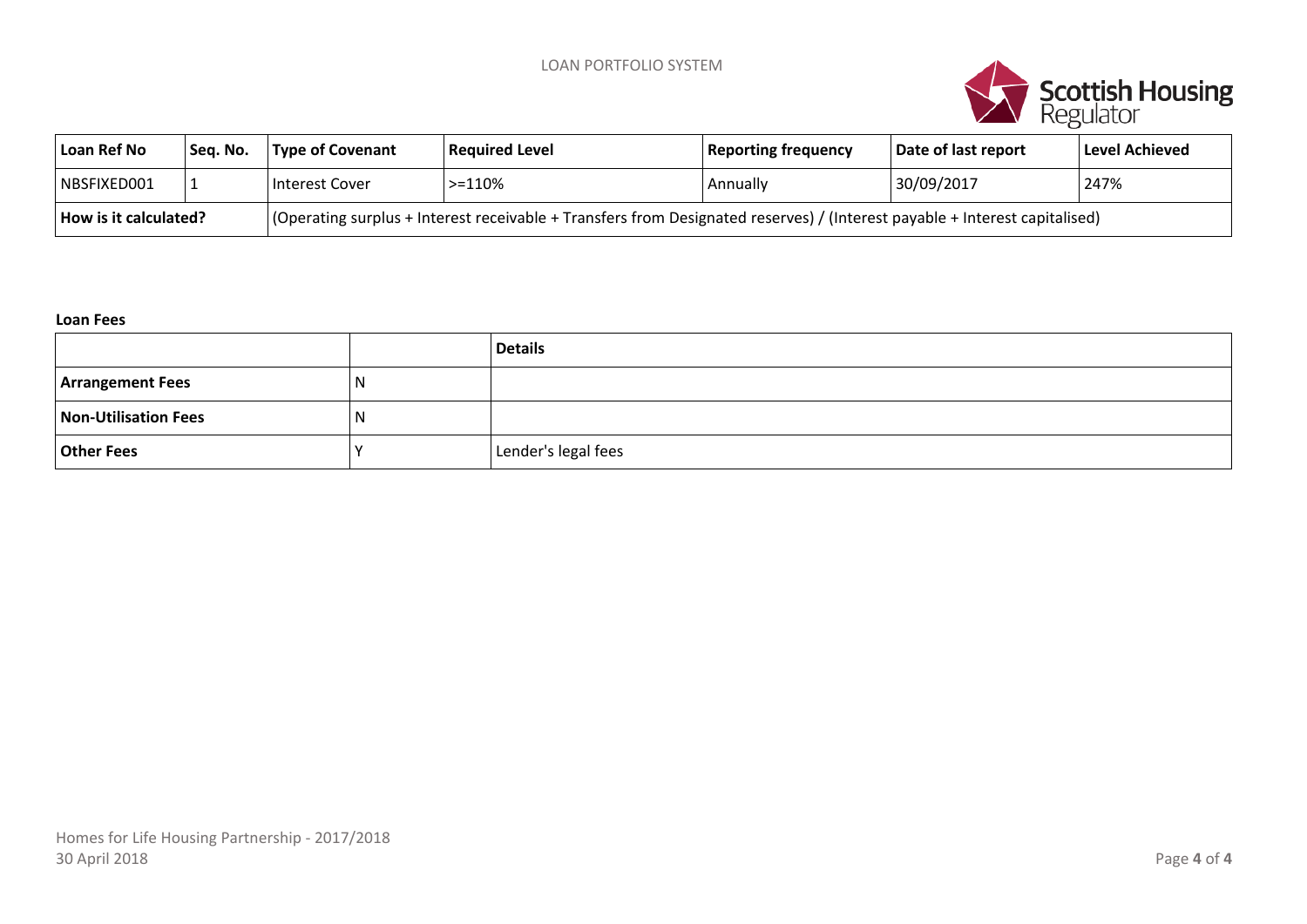| Loan Ref No | Seq. No. | Type of Covenant | Required Level | Reporting frequency | Date of last report | Level Achieved |
|---|---|---|---|---|---|---|
| NBSFIXED001 | 1 | Interest Cover | >=110% | Annually | 30/09/2017 | 247% |
| **How is it calculated?** | | (Operating surplus + Interest receivable + Transfers from Designated reserves) / (Interest payable + Interest capitalised) | | | | |

**Loan Fees**

| | | Details |
|---|---|---|
| **Arrangement Fees** | N | |
| **Non-Utilisation Fees** | N | |
| **Other Fees** | Y | Lender's legal fees |